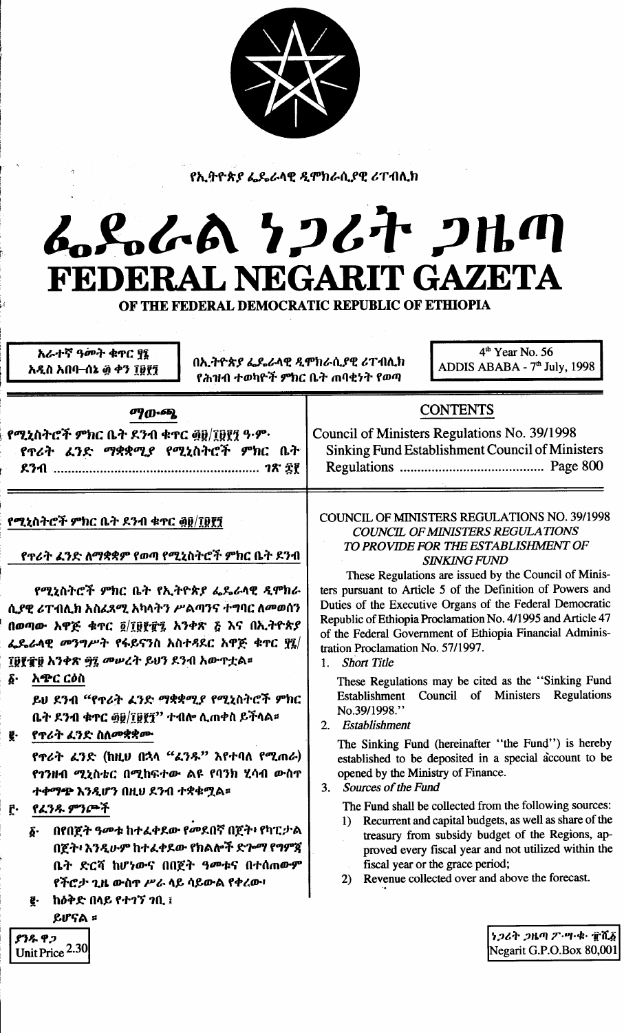የኢትዮጵያ ፌዴራላዊ ዲሞክራሲያዊ ሪፐብሊክ

# ፌዴራል ነጋሪት ጋዜጣ
# FEDERAL NEGARIT GAZETA

## OF THE FEDERAL DEMOCRATIC REPUBLIC OF ETHIOPIA

አራተኛ ዓመት ቁጥር ፶፮
አዲስ አበባ–ሰኔ ፴ ቀን ፲፱፻፺

በኢትዮጵያ ፌዴራላዊ ዲሞክራሲያዊ ሪፐብሊክ የሕዝብ ተወካዮች ምክር ቤት ጠባቂነት የወጣ

4th Year No. 56
ADDIS ABABA - 7th July, 1998

## ማውጫ

የሚኒስትሮች ምክር ቤት ደንብ ቁጥር ፴፱/፲፱፻፺ ዓ·ም·
የጥሪት ፈንድ ማቋቋሚያ የሚኒስትሮች ምክር ቤት ደንብ ........................................ ገጽ ፰፻

## CONTENTS

Council of Ministers Regulations No. 39/1998
Sinking Fund Establishment Council of Ministers Regulations ........................................ Page 800

### የሚኒስትሮች ምክር ቤት ደንብ ቁጥር ፴፱/፲፱፻፺

### የጥሪት ፈንድ ለማቋቋም የወጣ የሚኒስትሮች ምክር ቤት ደንብ

የሚኒስትሮች ምክር ቤት የኢትዮጵያ ፌዴራላዊ ዲሞክራሲያዊ ሪፐብሊክ አስፈጻሚ አካላትን ሥልጣንና ተግባር ለመወሰን በወጣው አዋጅ ቁጥር ፬/፲፱፻፹፯ አንቀጽ ፭ እና በኢትዮጵያ ፌዴራላዊ መንግሥት የፋይናንስ አስተዳደር አዋጅ ቁጥር ፶፯/፲፱፻፹፱ አንቀጽ ፵፯ መሠረት ይህን ደንብ አውጥቷል።

፩· አጭር ርዕስ

ይህ ደንብ "የጥሪት ፈንድ ማቋቋሚያ የሚኒስትሮች ምክር ቤት ደንብ ቁጥር ፴፱/፲፱፻፺" ተብሎ ሊጠቀስ ይችላል።

፪· የጥሪት ፈንድ ስለመቋቋሙ

የጥሪት ፈንድ (ከዚህ በኋላ "ፈንዱ" እየተባለ የሚጠራ) የገንዘብ ሚኒስቴር በሚከፍተው ልዩ የባንክ ሂሳብ ውስጥ ተቀማጭ እንዲሆን በዚህ ደንብ ተቋቁሟል።

፫· የፈንዱ ምንጮች

፩· በየበጀት ዓመቱ ከተፈቀደው የመደበኛ በጀት፥ የካፒታል በጀት፥ እንዲሁም ከተፈቀደው የክልሎች ድጎማ የግምጃ ቤት ድርሻ ከሆነውና በበጀት ዓመቱና በተሰጠውም የችሮታ ጊዜ ውስጥ ሥራ ላይ ሳይውል የቀረው፥

፪· ከዕቅድ በላይ የተገኘ ገቢ ፤

ይሆናል ።

### COUNCIL OF MINISTERS REGULATIONS NO. 39/1998
### *COUNCIL OF MINISTERS REGULATIONS TO PROVIDE FOR THE ESTABLISHMENT OF SINKING FUND*

These Regulations are issued by the Council of Ministers pursuant to Article 5 of the Definition of Powers and Duties of the Executive Organs of the Federal Democratic Republic of Ethiopia Proclamation No. 4/1995 and Article 47 of the Federal Government of Ethiopia Financial Administration Proclamation No. 57/1997.

1. *Short Title*

These Regulations may be cited as the "Sinking Fund Establishment Council of Ministers Regulations No.39/1998."

2. *Establishment*

The Sinking Fund (hereinafter "the Fund") is hereby established to be deposited in a special account to be opened by the Ministry of Finance.

3. *Sources of the Fund*

The Fund shall be collected from the following sources:

1) Recurrent and capital budgets, as well as share of the treasury from subsidy budget of the Regions, approved every fiscal year and not utilized within the fiscal year or the grace period;
2) Revenue collected over and above the forecast.

ያንዱ ዋጋ
Unit Price 2.30

ነጋሪት ጋዜጣ ፖ·ሣ·ቁ· ፹ሺ፩
Negarit G.P.O.Box 80,001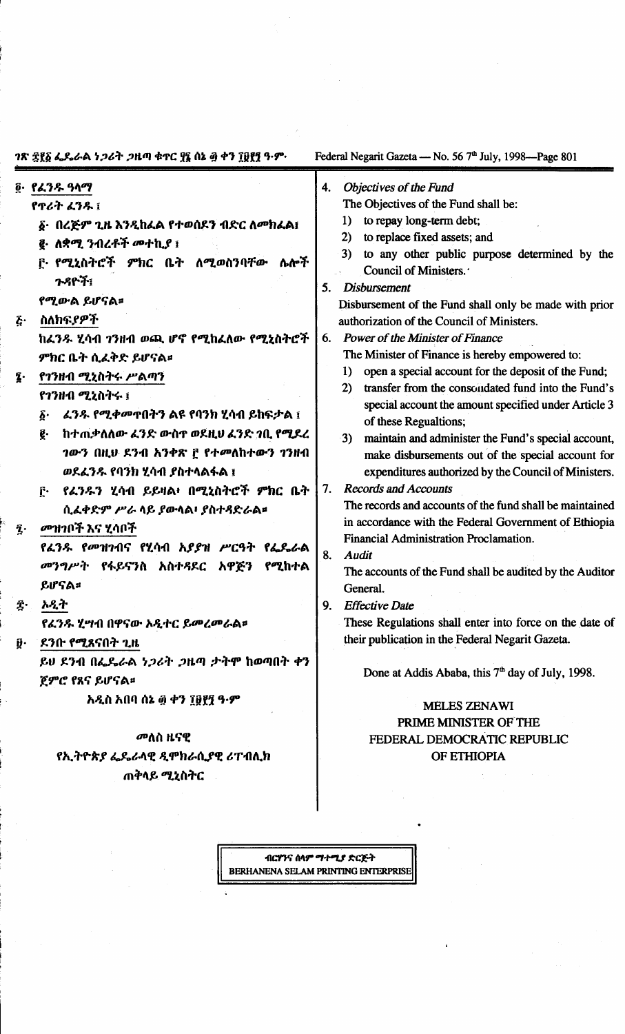፬· የፈንዱ ዓላማ

የጥሪት ፈንዱ ፤

፩· በረጅም ጊዜ እንዲከፈል የተወሰደን ብድር ለመክፈል፤

፪· ለቋሚ ንብረቶች መተኪያ ፤

፫· የሚኒስትሮች ምክር ቤት ለሚወስናቸው ሌሎች ጉዳዮች፤

የሚውል ይሆናል።

፭· ስለክፍያዎች

ከፈንዱ ሂሳብ ገንዘብ ወጪ ሆኖ የሚከፈለው የሚኒስትሮች ምክር ቤት ሲፈቅድ ይሆናል።

፮· የገንዘብ ሚኒስትሩ ሥልጣን

የገንዘብ ሚኒስትሩ ፤

፩· ፈንዱ የሚቀመጥበትን ልዩ የባንክ ሂሳብ ይከፍታል ፤

፪· ከተጠቃለለው ፈንድ ውስጥ ወደዚህ ፈንድ ገቢ የሚደረገውን በዚህ ደንብ አንቀጽ ፫ የተመለከተውን ገንዘብ ወደፈንዱ የባንክ ሂሳብ ያስተላልፋል ፤

፫· የፈንዱን ሂሳብ ይይዛል፣ በሚኒስትሮች ምክር ቤት ሲፈቀድም ሥራ ላይ ያውላል፣ ያስተዳድራል።

፯· መዝገቦች እና ሂሳቦች

የፈንዱ የመዝገብና የሂሳብ አያያዝ ሥርዓት የፌዴራል መንግሥት የፋይናንስ አስተዳደር አዋጅን የሚከተል ይሆናል።

፰· ኦዲት

የፈንዱ ሂሳብ በዋናው ኦዲተር ይመረመራል።

፱· ደንቡ የሚጸናበት ጊዜ

ይህ ደንብ በፌዴራል ነጋሪት ጋዜጣ ታትሞ ከወጣበት ቀን ጀምሮ የጸና ይሆናል።

አዲስ አበባ ሰኔ ፴ ቀን ፲፱፻፺ ዓ·ም

መለስ ዜናዊ

የኢትዮጵያ ፌዴራላዊ ዲሞክራሲያዊ ሪፐብሊክ

ጠቅላይ ሚኒስትር

4. *Objectives of the Fund*

The Objectives of the Fund shall be:

1) to repay long-term debt;
2) to replace fixed assets; and
3) to any other public purpose determined by the Council of Ministers.

5. *Disbursement*

Disbursement of the Fund shall only be made with prior authorization of the Council of Ministers.

6. *Power of the Minister of Finance*

The Minister of Finance is hereby empowered to:

1) open a special account for the deposit of the Fund;
2) transfer from the consolidated fund into the Fund's special account the amount specified under Article 3 of these Regualtions;
3) maintain and administer the Fund's special account, make disbursements out of the special account for expenditures authorized by the Council of Ministers.

7. *Records and Accounts*

The records and accounts of the fund shall be maintained in accordance with the Federal Government of Ethiopia Financial Administration Proclamation.

8. *Audit*

The accounts of the Fund shall be audited by the Auditor General.

9. *Effective Date*

These Regulations shall enter into force on the date of their publication in the Federal Negarit Gazeta.

Done at Addis Ababa, this 7th day of July, 1998.

MELES ZENAWI

PRIME MINISTER OF THE FEDERAL DEMOCRATIC REPUBLIC OF ETHIOPIA

ብርሃንና ሰላም ማተሚያ ድርጅት
BERHANENA SELAM PRINTING ENTERPRISE